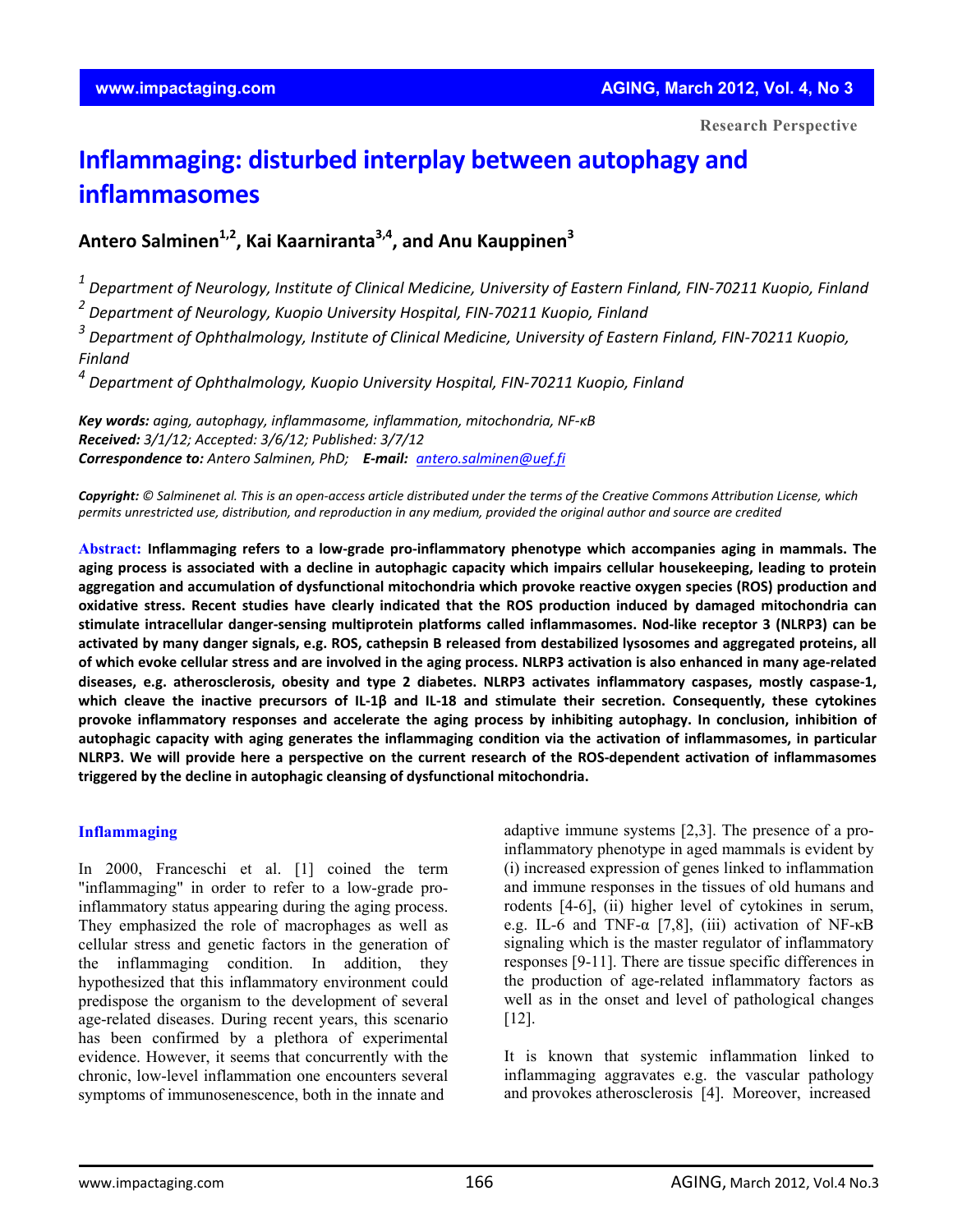Research Perspective

# Inflammaging: disturbed interplay between autophagy and inflammasomes

## Antero Salminen[1,2], Kai Kaarniranta[3,4], and Anu Kauppinen[3]

[1] *Department of Neurology, Institute of Clinical Medicine, University of Eastern Finland, FIN-70211 Kuopio, Finland*
[2] *Department of Neurology, Kuopio University Hospital, FIN-70211 Kuopio, Finland*
[3] *Department of Ophthalmology, Institute of Clinical Medicine, University of Eastern Finland, FIN-70211 Kuopio, Finland*
[4] *Department of Ophthalmology, Kuopio University Hospital, FIN-70211 Kuopio, Finland*

***Key words:*** *aging, autophagy, inflammasome, inflammation, mitochondria, NF-κB*
***Received:*** *3/1/12; Accepted: 3/6/12; Published: 3/7/12*
***Correspondence to:*** *Antero Salminen, PhD;* ***E-mail:*** *antero.salminen@uef.fi*

***Copyright:*** *© Salminenet al. This is an open-access article distributed under the terms of the Creative Commons Attribution License, which permits unrestricted use, distribution, and reproduction in any medium, provided the original author and source are credited*

**Abstract: Inflammaging refers to a low-grade pro-inflammatory phenotype which accompanies aging in mammals. The aging process is associated with a decline in autophagic capacity which impairs cellular housekeeping, leading to protein aggregation and accumulation of dysfunctional mitochondria which provoke reactive oxygen species (ROS) production and oxidative stress. Recent studies have clearly indicated that the ROS production induced by damaged mitochondria can stimulate intracellular danger-sensing multiprotein platforms called inflammasomes. Nod-like receptor 3 (NLRP3) can be activated by many danger signals, e.g. ROS, cathepsin B released from destabilized lysosomes and aggregated proteins, all of which evoke cellular stress and are involved in the aging process. NLRP3 activation is also enhanced in many age-related diseases, e.g. atherosclerosis, obesity and type 2 diabetes. NLRP3 activates inflammatory caspases, mostly caspase-1, which cleave the inactive precursors of IL-1β and IL-18 and stimulate their secretion. Consequently, these cytokines provoke inflammatory responses and accelerate the aging process by inhibiting autophagy. In conclusion, inhibition of autophagic capacity with aging generates the inflammaging condition via the activation of inflammasomes, in particular NLRP3. We will provide here a perspective on the current research of the ROS-dependent activation of inflammasomes triggered by the decline in autophagic cleansing of dysfunctional mitochondria.**

### Inflammaging

In 2000, Franceschi et al. [1] coined the term "inflammaging" in order to refer to a low-grade pro-inflammatory status appearing during the aging process. They emphasized the role of macrophages as well as cellular stress and genetic factors in the generation of the inflammaging condition. In addition, they hypothesized that this inflammatory environment could predispose the organism to the development of several age-related diseases. During recent years, this scenario has been confirmed by a plethora of experimental evidence. However, it seems that concurrently with the chronic, low-level inflammation one encounters several symptoms of immunosenescence, both in the innate and adaptive immune systems [2,3]. The presence of a pro-inflammatory phenotype in aged mammals is evident by (i) increased expression of genes linked to inflammation and immune responses in the tissues of old humans and rodents [4-6], (ii) higher level of cytokines in serum, e.g. IL-6 and TNF-α [7,8], (iii) activation of NF-κB signaling which is the master regulator of inflammatory responses [9-11]. There are tissue specific differences in the production of age-related inflammatory factors as well as in the onset and level of pathological changes [12].

It is known that systemic inflammation linked to inflammaging aggravates e.g. the vascular pathology and provokes atherosclerosis [4]. Moreover, increased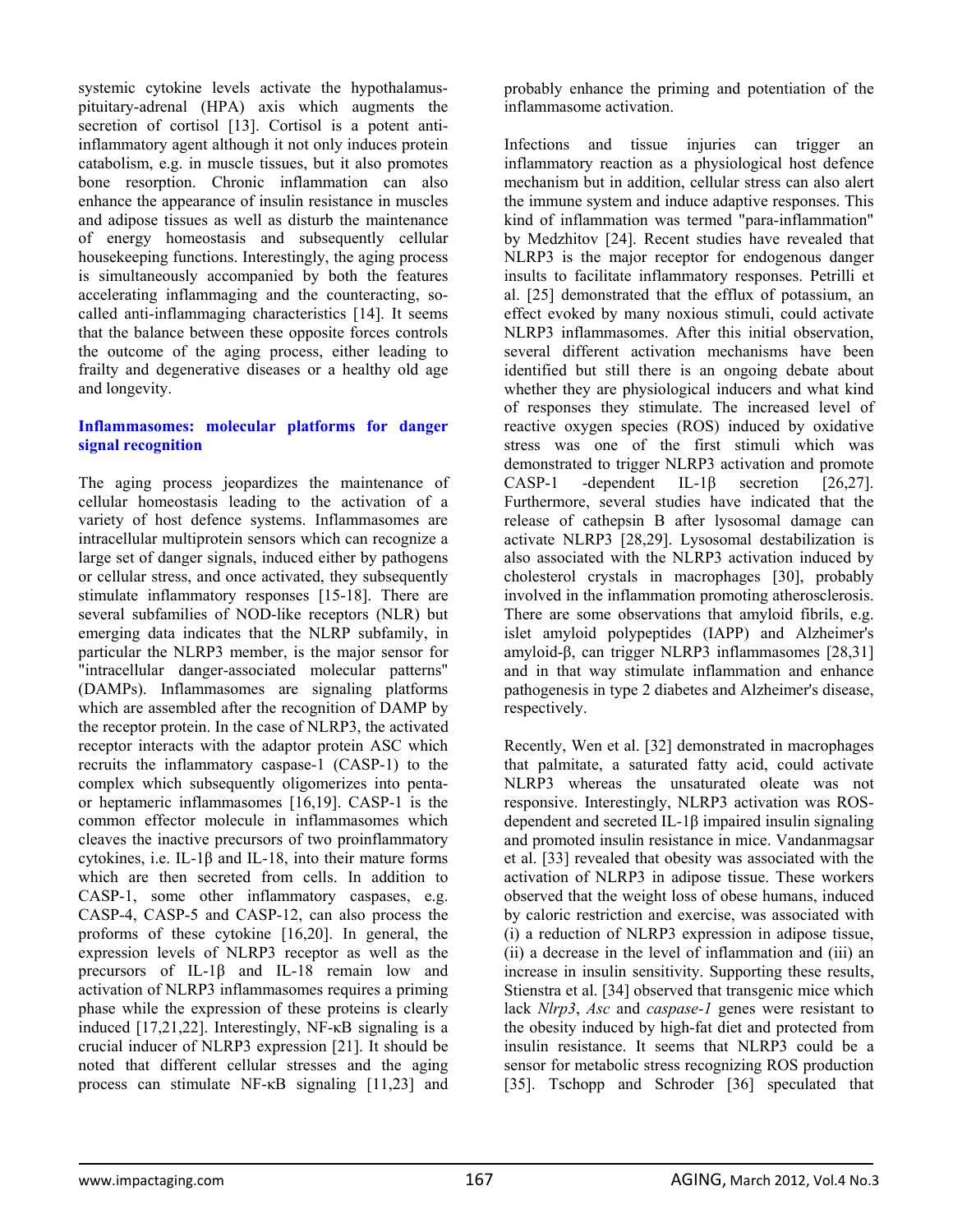systemic cytokine levels activate the hypothalamus-pituitary-adrenal (HPA) axis which augments the secretion of cortisol [13]. Cortisol is a potent anti-inflammatory agent although it not only induces protein catabolism, e.g. in muscle tissues, but it also promotes bone resorption. Chronic inflammation can also enhance the appearance of insulin resistance in muscles and adipose tissues as well as disturb the maintenance of energy homeostasis and subsequently cellular housekeeping functions. Interestingly, the aging process is simultaneously accompanied by both the features accelerating inflammaging and the counteracting, so-called anti-inflammaging characteristics [14]. It seems that the balance between these opposite forces controls the outcome of the aging process, either leading to frailty and degenerative diseases or a healthy old age and longevity.

## Inflammasomes: molecular platforms for danger signal recognition

The aging process jeopardizes the maintenance of cellular homeostasis leading to the activation of a variety of host defence systems. Inflammasomes are intracellular multiprotein sensors which can recognize a large set of danger signals, induced either by pathogens or cellular stress, and once activated, they subsequently stimulate inflammatory responses [15-18]. There are several subfamilies of NOD-like receptors (NLR) but emerging data indicates that the NLRP subfamily, in particular the NLRP3 member, is the major sensor for "intracellular danger-associated molecular patterns" (DAMPs). Inflammasomes are signaling platforms which are assembled after the recognition of DAMP by the receptor protein. In the case of NLRP3, the activated receptor interacts with the adaptor protein ASC which recruits the inflammatory caspase-1 (CASP-1) to the complex which subsequently oligomerizes into penta- or heptameric inflammasomes [16,19]. CASP-1 is the common effector molecule in inflammasomes which cleaves the inactive precursors of two proinflammatory cytokines, i.e. IL-1β and IL-18, into their mature forms which are then secreted from cells. In addition to CASP-1, some other inflammatory caspases, e.g. CASP-4, CASP-5 and CASP-12, can also process the proforms of these cytokine [16,20]. In general, the expression levels of NLRP3 receptor as well as the precursors of IL-1β and IL-18 remain low and activation of NLRP3 inflammasomes requires a priming phase while the expression of these proteins is clearly induced [17,21,22]. Interestingly, NF-κB signaling is a crucial inducer of NLRP3 expression [21]. It should be noted that different cellular stresses and the aging process can stimulate NF-κB signaling [11,23] and probably enhance the priming and potentiation of the inflammasome activation.

Infections and tissue injuries can trigger an inflammatory reaction as a physiological host defence mechanism but in addition, cellular stress can also alert the immune system and induce adaptive responses. This kind of inflammation was termed "para-inflammation" by Medzhitov [24]. Recent studies have revealed that NLRP3 is the major receptor for endogenous danger insults to facilitate inflammatory responses. Petrilli et al. [25] demonstrated that the efflux of potassium, an effect evoked by many noxious stimuli, could activate NLRP3 inflammasomes. After this initial observation, several different activation mechanisms have been identified but still there is an ongoing debate about whether they are physiological inducers and what kind of responses they stimulate. The increased level of reactive oxygen species (ROS) induced by oxidative stress was one of the first stimuli which was demonstrated to trigger NLRP3 activation and promote CASP-1 -dependent IL-1β secretion [26,27]. Furthermore, several studies have indicated that the release of cathepsin B after lysosomal damage can activate NLRP3 [28,29]. Lysosomal destabilization is also associated with the NLRP3 activation induced by cholesterol crystals in macrophages [30], probably involved in the inflammation promoting atherosclerosis. There are some observations that amyloid fibrils, e.g. islet amyloid polypeptides (IAPP) and Alzheimer's amyloid-β, can trigger NLRP3 inflammasomes [28,31] and in that way stimulate inflammation and enhance pathogenesis in type 2 diabetes and Alzheimer's disease, respectively.

Recently, Wen et al. [32] demonstrated in macrophages that palmitate, a saturated fatty acid, could activate NLRP3 whereas the unsaturated oleate was not responsive. Interestingly, NLRP3 activation was ROS-dependent and secreted IL-1β impaired insulin signaling and promoted insulin resistance in mice. Vandanmagsar et al. [33] revealed that obesity was associated with the activation of NLRP3 in adipose tissue. These workers observed that the weight loss of obese humans, induced by caloric restriction and exercise, was associated with (i) a reduction of NLRP3 expression in adipose tissue, (ii) a decrease in the level of inflammation and (iii) an increase in insulin sensitivity. Supporting these results, Stienstra et al. [34] observed that transgenic mice which lack *Nlrp3*, *Asc* and *caspase-1* genes were resistant to the obesity induced by high-fat diet and protected from insulin resistance. It seems that NLRP3 could be a sensor for metabolic stress recognizing ROS production [35]. Tschopp and Schroder [36] speculated that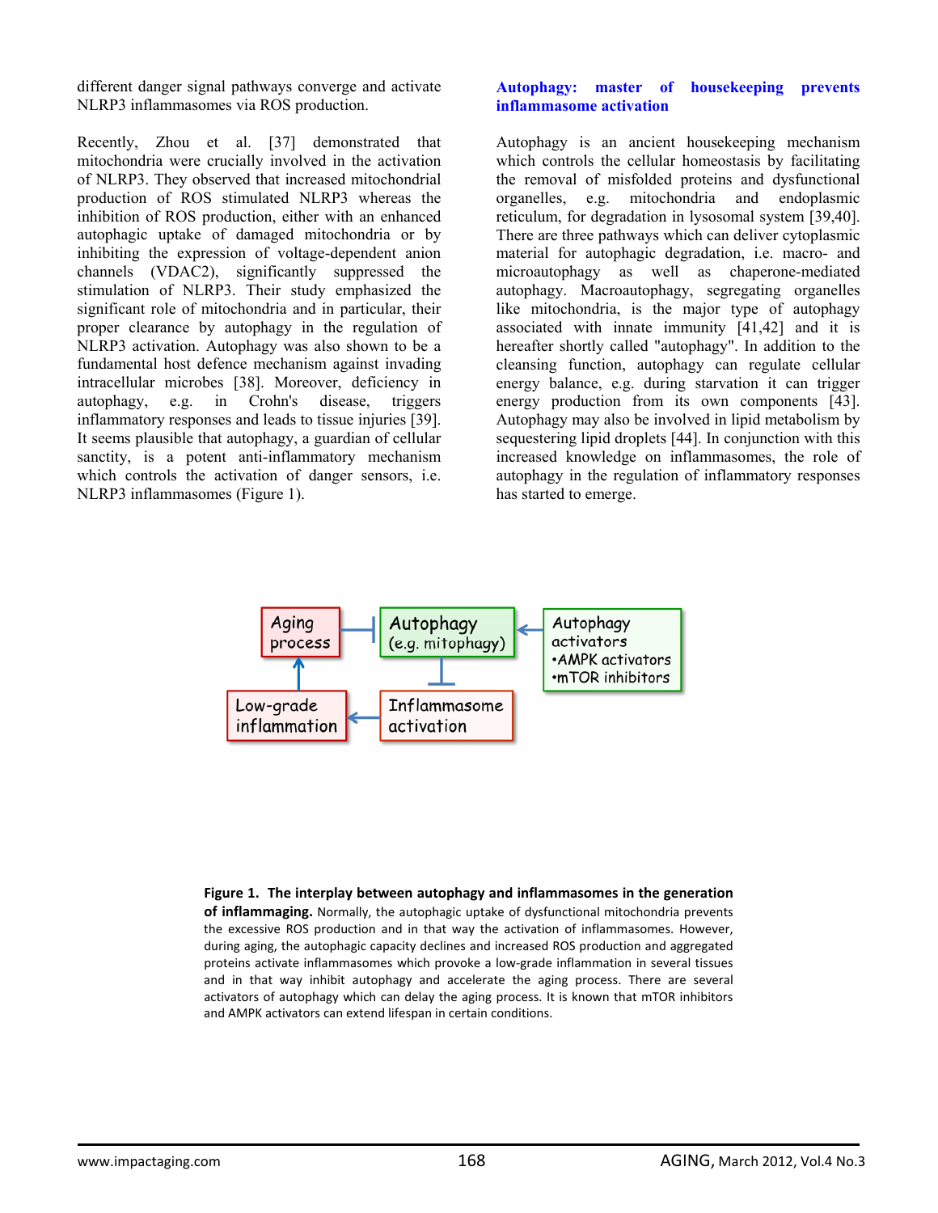different danger signal pathways converge and activate NLRP3 inflammasomes via ROS production.

Recently, Zhou et al. [37] demonstrated that mitochondria were crucially involved in the activation of NLRP3. They observed that increased mitochondrial production of ROS stimulated NLRP3 whereas the inhibition of ROS production, either with an enhanced autophagic uptake of damaged mitochondria or by inhibiting the expression of voltage-dependent anion channels (VDAC2), significantly suppressed the stimulation of NLRP3. Their study emphasized the significant role of mitochondria and in particular, their proper clearance by autophagy in the regulation of NLRP3 activation. Autophagy was also shown to be a fundamental host defence mechanism against invading intracellular microbes [38]. Moreover, deficiency in autophagy, e.g. in Crohn's disease, triggers inflammatory responses and leads to tissue injuries [39]. It seems plausible that autophagy, a guardian of cellular sanctity, is a potent anti-inflammatory mechanism which controls the activation of danger sensors, i.e. NLRP3 inflammasomes (Figure 1).

## Autophagy: master of housekeeping prevents inflammasome activation

Autophagy is an ancient housekeeping mechanism which controls the cellular homeostasis by facilitating the removal of misfolded proteins and dysfunctional organelles, e.g. mitochondria and endoplasmic reticulum, for degradation in lysosomal system [39,40]. There are three pathways which can deliver cytoplasmic material for autophagic degradation, i.e. macro- and microautophagy as well as chaperone-mediated autophagy. Macroautophagy, segregating organelles like mitochondria, is the major type of autophagy associated with innate immunity [41,42] and it is hereafter shortly called "autophagy". In addition to the cleansing function, autophagy can regulate cellular energy balance, e.g. during starvation it can trigger energy production from its own components [43]. Autophagy may also be involved in lipid metabolism by sequestering lipid droplets [44]. In conjunction with this increased knowledge on inflammasomes, the role of autophagy in the regulation of inflammatory responses has started to emerge.

**Figure 1. The interplay between autophagy and inflammasomes in the generation of inflammaging.** Normally, the autophagic uptake of dysfunctional mitochondria prevents the excessive ROS production and in that way the activation of inflammasomes. However, during aging, the autophagic capacity declines and increased ROS production and aggregated proteins activate inflammasomes which provoke a low-grade inflammation in several tissues and in that way inhibit autophagy and accelerate the aging process. There are several activators of autophagy which can delay the aging process. It is known that mTOR inhibitors and AMPK activators can extend lifespan in certain conditions.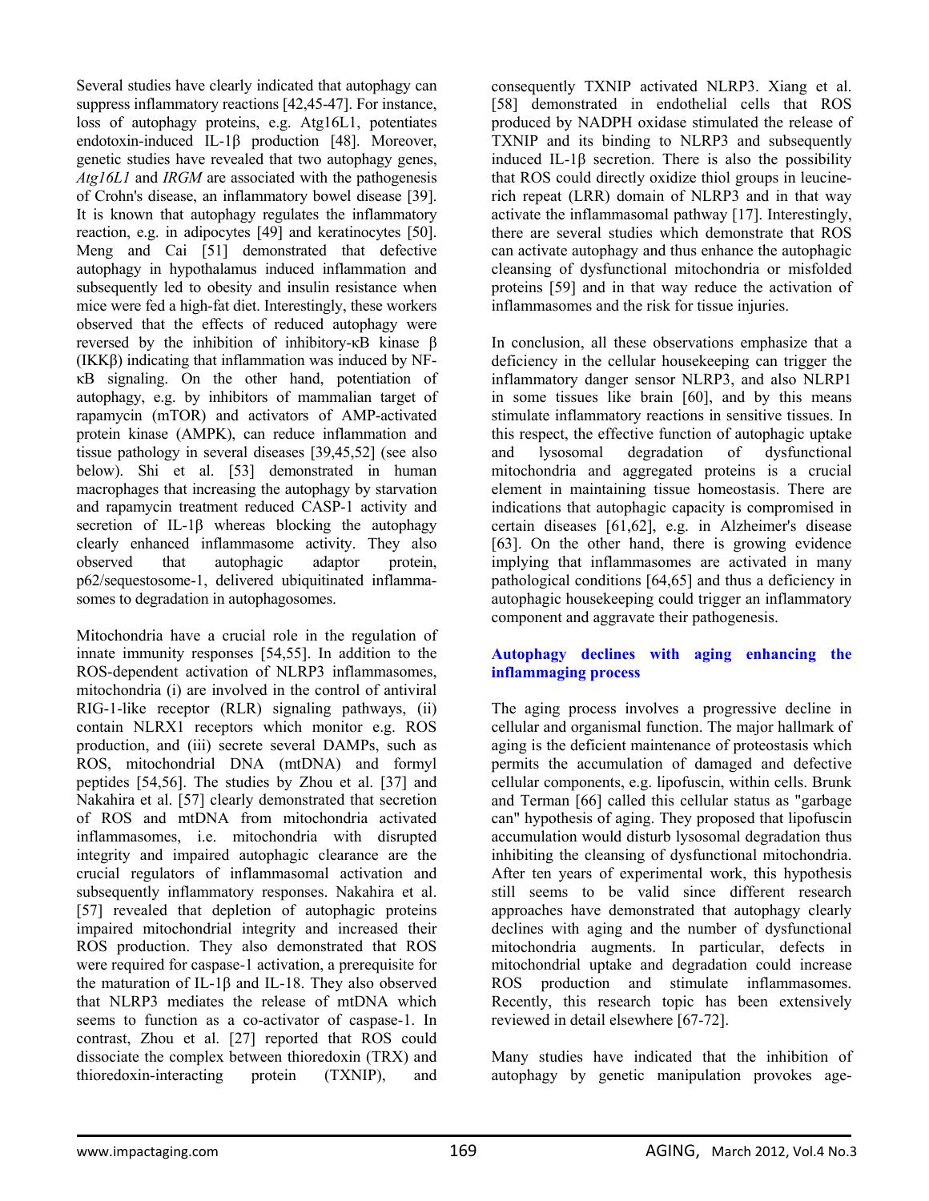Several studies have clearly indicated that autophagy can suppress inflammatory reactions [42,45-47]. For instance, loss of autophagy proteins, e.g. Atg16L1, potentiates endotoxin-induced IL-1β production [48]. Moreover, genetic studies have revealed that two autophagy genes, *Atg16L1* and *IRGM* are associated with the pathogenesis of Crohn's disease, an inflammatory bowel disease [39]. It is known that autophagy regulates the inflammatory reaction, e.g. in adipocytes [49] and keratinocytes [50]. Meng and Cai [51] demonstrated that defective autophagy in hypothalamus induced inflammation and subsequently led to obesity and insulin resistance when mice were fed a high-fat diet. Interestingly, these workers observed that the effects of reduced autophagy were reversed by the inhibition of inhibitory-κB kinase β (IKKβ) indicating that inflammation was induced by NF-κB signaling. On the other hand, potentiation of autophagy, e.g. by inhibitors of mammalian target of rapamycin (mTOR) and activators of AMP-activated protein kinase (AMPK), can reduce inflammation and tissue pathology in several diseases [39,45,52] (see also below). Shi et al. [53] demonstrated in human macrophages that increasing the autophagy by starvation and rapamycin treatment reduced CASP-1 activity and secretion of IL-1β whereas blocking the autophagy clearly enhanced inflammasome activity. They also observed that autophagic adaptor protein, p62/sequestosome-1, delivered ubiquitinated inflammasomes to degradation in autophagosomes.

Mitochondria have a crucial role in the regulation of innate immunity responses [54,55]. In addition to the ROS-dependent activation of NLRP3 inflammasomes, mitochondria (i) are involved in the control of antiviral RIG-1-like receptor (RLR) signaling pathways, (ii) contain NLRX1 receptors which monitor e.g. ROS production, and (iii) secrete several DAMPs, such as ROS, mitochondrial DNA (mtDNA) and formyl peptides [54,56]. The studies by Zhou et al. [37] and Nakahira et al. [57] clearly demonstrated that secretion of ROS and mtDNA from mitochondria activated inflammasomes, i.e. mitochondria with disrupted integrity and impaired autophagic clearance are the crucial regulators of inflammasomal activation and subsequently inflammatory responses. Nakahira et al. [57] revealed that depletion of autophagic proteins impaired mitochondrial integrity and increased their ROS production. They also demonstrated that ROS were required for caspase-1 activation, a prerequisite for the maturation of IL-1β and IL-18. They also observed that NLRP3 mediates the release of mtDNA which seems to function as a co-activator of caspase-1. In contrast, Zhou et al. [27] reported that ROS could dissociate the complex between thioredoxin (TRX) and thioredoxin-interacting protein (TXNIP), and consequently TXNIP activated NLRP3. Xiang et al. [58] demonstrated in endothelial cells that ROS produced by NADPH oxidase stimulated the release of TXNIP and its binding to NLRP3 and subsequently induced IL-1β secretion. There is also the possibility that ROS could directly oxidize thiol groups in leucine-rich repeat (LRR) domain of NLRP3 and in that way activate the inflammasomal pathway [17]. Interestingly, there are several studies which demonstrate that ROS can activate autophagy and thus enhance the autophagic cleansing of dysfunctional mitochondria or misfolded proteins [59] and in that way reduce the activation of inflammasomes and the risk for tissue injuries.

In conclusion, all these observations emphasize that a deficiency in the cellular housekeeping can trigger the inflammatory danger sensor NLRP3, and also NLRP1 in some tissues like brain [60], and by this means stimulate inflammatory reactions in sensitive tissues. In this respect, the effective function of autophagic uptake and lysosomal degradation of dysfunctional mitochondria and aggregated proteins is a crucial element in maintaining tissue homeostasis. There are indications that autophagic capacity is compromised in certain diseases [61,62], e.g. in Alzheimer's disease [63]. On the other hand, there is growing evidence implying that inflammasomes are activated in many pathological conditions [64,65] and thus a deficiency in autophagic housekeeping could trigger an inflammatory component and aggravate their pathogenesis.

## Autophagy declines with aging enhancing the inflammaging process

The aging process involves a progressive decline in cellular and organismal function. The major hallmark of aging is the deficient maintenance of proteostasis which permits the accumulation of damaged and defective cellular components, e.g. lipofuscin, within cells. Brunk and Terman [66] called this cellular status as "garbage can" hypothesis of aging. They proposed that lipofuscin accumulation would disturb lysosomal degradation thus inhibiting the cleansing of dysfunctional mitochondria. After ten years of experimental work, this hypothesis still seems to be valid since different research approaches have demonstrated that autophagy clearly declines with aging and the number of dysfunctional mitochondria augments. In particular, defects in mitochondrial uptake and degradation could increase ROS production and stimulate inflammasomes. Recently, this research topic has been extensively reviewed in detail elsewhere [67-72].

Many studies have indicated that the inhibition of autophagy by genetic manipulation provokes age-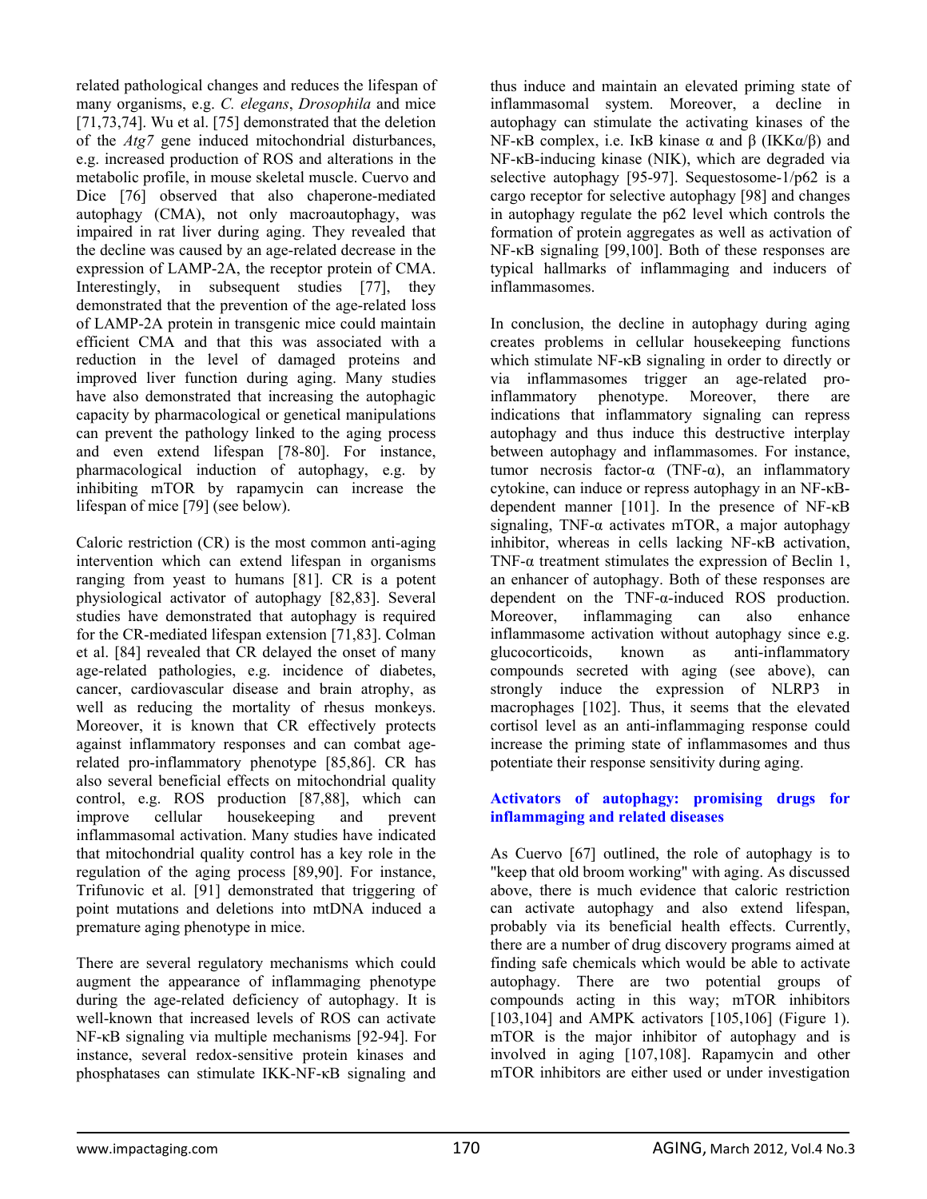related pathological changes and reduces the lifespan of many organisms, e.g. *C. elegans*, *Drosophila* and mice [71,73,74]. Wu et al. [75] demonstrated that the deletion of the *Atg7* gene induced mitochondrial disturbances, e.g. increased production of ROS and alterations in the metabolic profile, in mouse skeletal muscle. Cuervo and Dice [76] observed that also chaperone-mediated autophagy (CMA), not only macroautophagy, was impaired in rat liver during aging. They revealed that the decline was caused by an age-related decrease in the expression of LAMP-2A, the receptor protein of CMA. Interestingly, in subsequent studies [77], they demonstrated that the prevention of the age-related loss of LAMP-2A protein in transgenic mice could maintain efficient CMA and that this was associated with a reduction in the level of damaged proteins and improved liver function during aging. Many studies have also demonstrated that increasing the autophagic capacity by pharmacological or genetical manipulations can prevent the pathology linked to the aging process and even extend lifespan [78-80]. For instance, pharmacological induction of autophagy, e.g. by inhibiting mTOR by rapamycin can increase the lifespan of mice [79] (see below).

Caloric restriction (CR) is the most common anti-aging intervention which can extend lifespan in organisms ranging from yeast to humans [81]. CR is a potent physiological activator of autophagy [82,83]. Several studies have demonstrated that autophagy is required for the CR-mediated lifespan extension [71,83]. Colman et al. [84] revealed that CR delayed the onset of many age-related pathologies, e.g. incidence of diabetes, cancer, cardiovascular disease and brain atrophy, as well as reducing the mortality of rhesus monkeys. Moreover, it is known that CR effectively protects against inflammatory responses and can combat age-related pro-inflammatory phenotype [85,86]. CR has also several beneficial effects on mitochondrial quality control, e.g. ROS production [87,88], which can improve cellular housekeeping and prevent inflammasomal activation. Many studies have indicated that mitochondrial quality control has a key role in the regulation of the aging process [89,90]. For instance, Trifunovic et al. [91] demonstrated that triggering of point mutations and deletions into mtDNA induced a premature aging phenotype in mice.

There are several regulatory mechanisms which could augment the appearance of inflammaging phenotype during the age-related deficiency of autophagy. It is well-known that increased levels of ROS can activate NF-κB signaling via multiple mechanisms [92-94]. For instance, several redox-sensitive protein kinases and phosphatases can stimulate IKK-NF-κB signaling and thus induce and maintain an elevated priming state of inflammasomal system. Moreover, a decline in autophagy can stimulate the activating kinases of the NF-κB complex, i.e. IκB kinase α and β (IKKα/β) and NF-κB-inducing kinase (NIK), which are degraded via selective autophagy [95-97]. Sequestosome-1/p62 is a cargo receptor for selective autophagy [98] and changes in autophagy regulate the p62 level which controls the formation of protein aggregates as well as activation of NF-κB signaling [99,100]. Both of these responses are typical hallmarks of inflammaging and inducers of inflammasomes.

In conclusion, the decline in autophagy during aging creates problems in cellular housekeeping functions which stimulate NF-κB signaling in order to directly or via inflammasomes trigger an age-related pro-inflammatory phenotype. Moreover, there are indications that inflammatory signaling can repress autophagy and thus induce this destructive interplay between autophagy and inflammasomes. For instance, tumor necrosis factor-α (TNF-α), an inflammatory cytokine, can induce or repress autophagy in an NF-κB-dependent manner [101]. In the presence of NF-κB signaling, TNF-α activates mTOR, a major autophagy inhibitor, whereas in cells lacking NF-κB activation, TNF-α treatment stimulates the expression of Beclin 1, an enhancer of autophagy. Both of these responses are dependent on the TNF-α-induced ROS production. Moreover, inflammaging can also enhance inflammasome activation without autophagy since e.g. glucocorticoids, known as anti-inflammatory compounds secreted with aging (see above), can strongly induce the expression of NLRP3 in macrophages [102]. Thus, it seems that the elevated cortisol level as an anti-inflammaging response could increase the priming state of inflammasomes and thus potentiate their response sensitivity during aging.

## Activators of autophagy: promising drugs for inflammaging and related diseases

As Cuervo [67] outlined, the role of autophagy is to "keep that old broom working" with aging. As discussed above, there is much evidence that caloric restriction can activate autophagy and also extend lifespan, probably via its beneficial health effects. Currently, there are a number of drug discovery programs aimed at finding safe chemicals which would be able to activate autophagy. There are two potential groups of compounds acting in this way; mTOR inhibitors [103,104] and AMPK activators [105,106] (Figure 1). mTOR is the major inhibitor of autophagy and is involved in aging [107,108]. Rapamycin and other mTOR inhibitors are either used or under investigation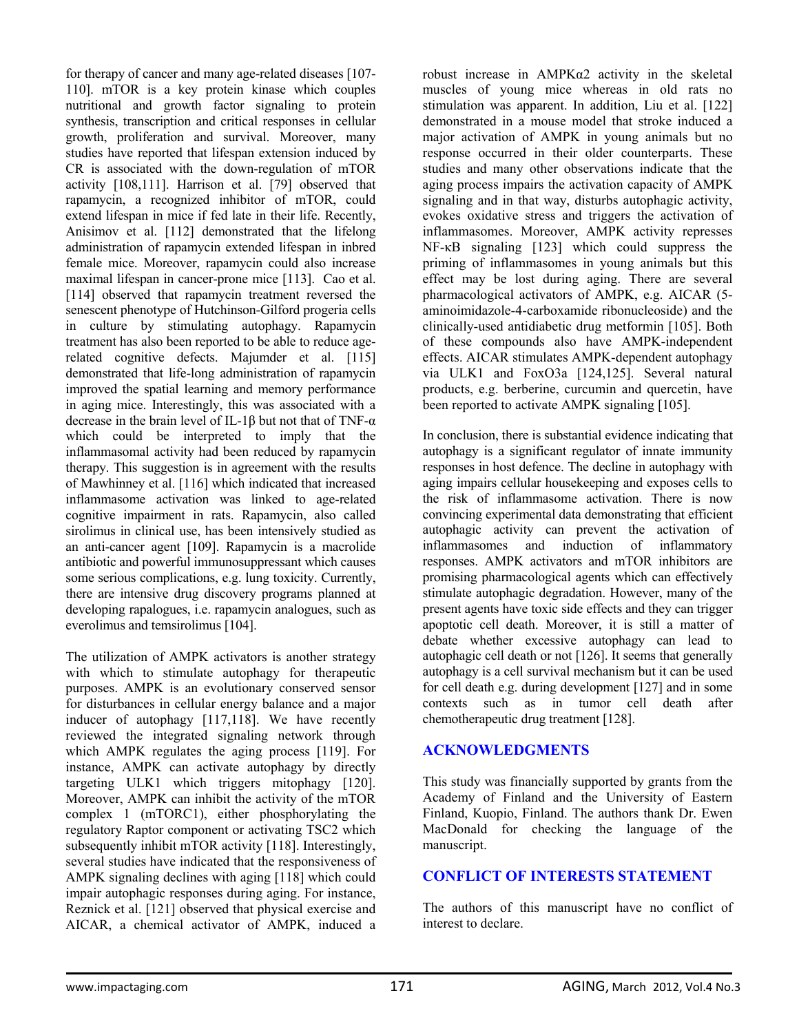for therapy of cancer and many age-related diseases [107-110]. mTOR is a key protein kinase which couples nutritional and growth factor signaling to protein synthesis, transcription and critical responses in cellular growth, proliferation and survival. Moreover, many studies have reported that lifespan extension induced by CR is associated with the down-regulation of mTOR activity [108,111]. Harrison et al. [79] observed that rapamycin, a recognized inhibitor of mTOR, could extend lifespan in mice if fed late in their life. Recently, Anisimov et al. [112] demonstrated that the lifelong administration of rapamycin extended lifespan in inbred female mice. Moreover, rapamycin could also increase maximal lifespan in cancer-prone mice [113]. Cao et al. [114] observed that rapamycin treatment reversed the senescent phenotype of Hutchinson-Gilford progeria cells in culture by stimulating autophagy. Rapamycin treatment has also been reported to be able to reduce age-related cognitive defects. Majumder et al. [115] demonstrated that life-long administration of rapamycin improved the spatial learning and memory performance in aging mice. Interestingly, this was associated with a decrease in the brain level of IL-1β but not that of TNF-α which could be interpreted to imply that the inflammasomal activity had been reduced by rapamycin therapy. This suggestion is in agreement with the results of Mawhinney et al. [116] which indicated that increased inflammasome activation was linked to age-related cognitive impairment in rats. Rapamycin, also called sirolimus in clinical use, has been intensively studied as an anti-cancer agent [109]. Rapamycin is a macrolide antibiotic and powerful immunosuppressant which causes some serious complications, e.g. lung toxicity. Currently, there are intensive drug discovery programs planned at developing rapalogues, i.e. rapamycin analogues, such as everolimus and temsirolimus [104].

The utilization of AMPK activators is another strategy with which to stimulate autophagy for therapeutic purposes. AMPK is an evolutionary conserved sensor for disturbances in cellular energy balance and a major inducer of autophagy [117,118]. We have recently reviewed the integrated signaling network through which AMPK regulates the aging process [119]. For instance, AMPK can activate autophagy by directly targeting ULK1 which triggers mitophagy [120]. Moreover, AMPK can inhibit the activity of the mTOR complex 1 (mTORC1), either phosphorylating the regulatory Raptor component or activating TSC2 which subsequently inhibit mTOR activity [118]. Interestingly, several studies have indicated that the responsiveness of AMPK signaling declines with aging [118] which could impair autophagic responses during aging. For instance, Reznick et al. [121] observed that physical exercise and AICAR, a chemical activator of AMPK, induced a robust increase in AMPKα2 activity in the skeletal muscles of young mice whereas in old rats no stimulation was apparent. In addition, Liu et al. [122] demonstrated in a mouse model that stroke induced a major activation of AMPK in young animals but no response occurred in their older counterparts. These studies and many other observations indicate that the aging process impairs the activation capacity of AMPK signaling and in that way, disturbs autophagic activity, evokes oxidative stress and triggers the activation of inflammasomes. Moreover, AMPK activity represses NF-κB signaling [123] which could suppress the priming of inflammasomes in young animals but this effect may be lost during aging. There are several pharmacological activators of AMPK, e.g. AICAR (5-aminoimidazole-4-carboxamide ribonucleoside) and the clinically-used antidiabetic drug metformin [105]. Both of these compounds also have AMPK-independent effects. AICAR stimulates AMPK-dependent autophagy via ULK1 and FoxO3a [124,125]. Several natural products, e.g. berberine, curcumin and quercetin, have been reported to activate AMPK signaling [105].

In conclusion, there is substantial evidence indicating that autophagy is a significant regulator of innate immunity responses in host defence. The decline in autophagy with aging impairs cellular housekeeping and exposes cells to the risk of inflammasome activation. There is now convincing experimental data demonstrating that efficient autophagic activity can prevent the activation of inflammasomes and induction of inflammatory responses. AMPK activators and mTOR inhibitors are promising pharmacological agents which can effectively stimulate autophagic degradation. However, many of the present agents have toxic side effects and they can trigger apoptotic cell death. Moreover, it is still a matter of debate whether excessive autophagy can lead to autophagic cell death or not [126]. It seems that generally autophagy is a cell survival mechanism but it can be used for cell death e.g. during development [127] and in some contexts such as in tumor cell death after chemotherapeutic drug treatment [128].

## ACKNOWLEDGMENTS

This study was financially supported by grants from the Academy of Finland and the University of Eastern Finland, Kuopio, Finland. The authors thank Dr. Ewen MacDonald for checking the language of the manuscript.

## CONFLICT OF INTERESTS STATEMENT

The authors of this manuscript have no conflict of interest to declare.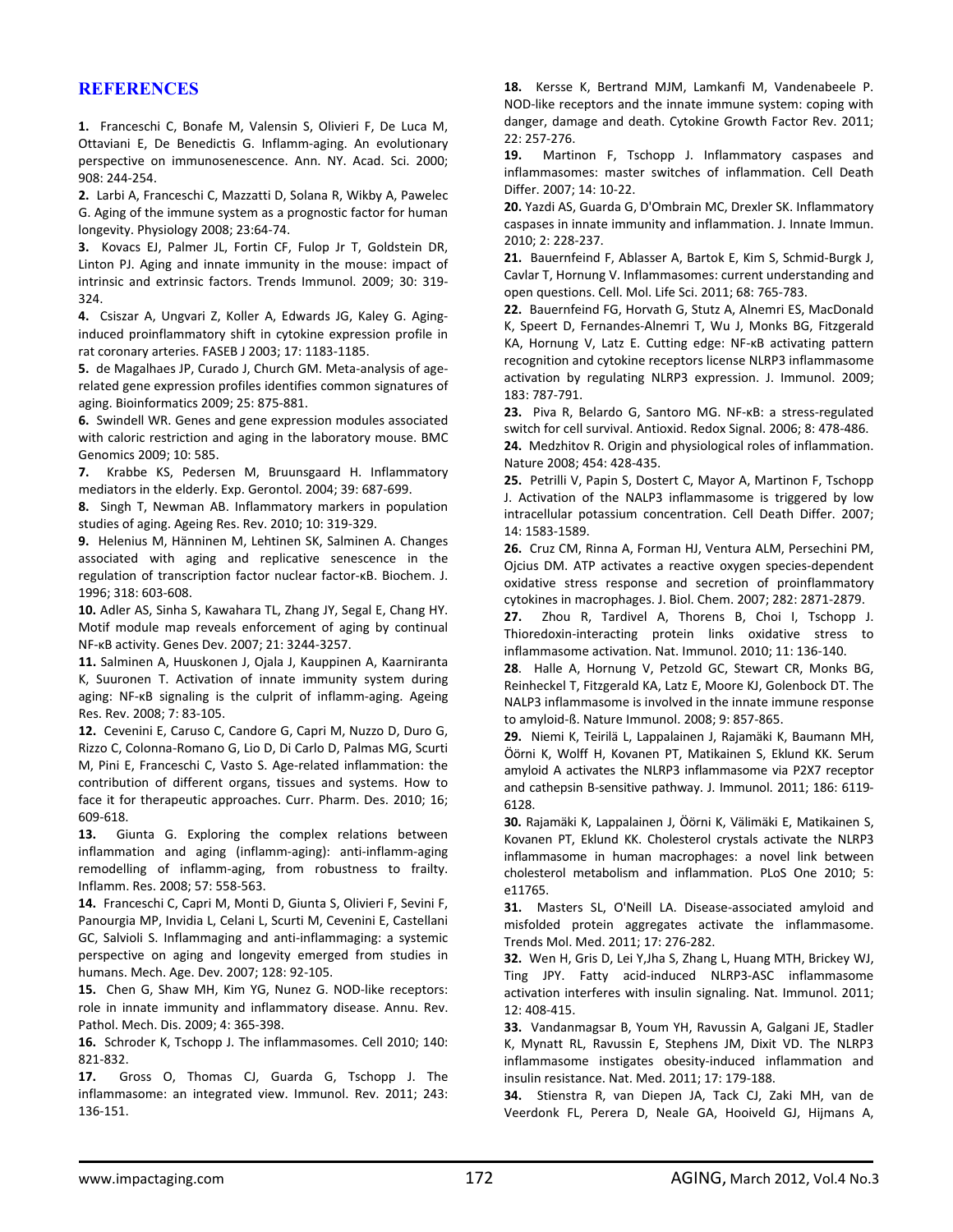## REFERENCES

**1.** Franceschi C, Bonafe M, Valensin S, Olivieri F, De Luca M, Ottaviani E, De Benedictis G. Inflamm-aging. An evolutionary perspective on immunosenescence. Ann. NY. Acad. Sci. 2000; 908: 244-254.

**2.** Larbi A, Franceschi C, Mazzatti D, Solana R, Wikby A, Pawelec G. Aging of the immune system as a prognostic factor for human longevity. Physiology 2008; 23:64-74.

**3.** Kovacs EJ, Palmer JL, Fortin CF, Fulop Jr T, Goldstein DR, Linton PJ. Aging and innate immunity in the mouse: impact of intrinsic and extrinsic factors. Trends Immunol. 2009; 30: 319-324.

**4.** Csiszar A, Ungvari Z, Koller A, Edwards JG, Kaley G. Aging-induced proinflammatory shift in cytokine expression profile in rat coronary arteries. FASEB J 2003; 17: 1183-1185.

**5.** de Magalhaes JP, Curado J, Church GM. Meta-analysis of age-related gene expression profiles identifies common signatures of aging. Bioinformatics 2009; 25: 875-881.

**6.** Swindell WR. Genes and gene expression modules associated with caloric restriction and aging in the laboratory mouse. BMC Genomics 2009; 10: 585.

**7.** Krabbe KS, Pedersen M, Bruunsgaard H. Inflammatory mediators in the elderly. Exp. Gerontol. 2004; 39: 687-699.

**8.** Singh T, Newman AB. Inflammatory markers in population studies of aging. Ageing Res. Rev. 2010; 10: 319-329.

**9.** Helenius M, Hänninen M, Lehtinen SK, Salminen A. Changes associated with aging and replicative senescence in the regulation of transcription factor nuclear factor-κB. Biochem. J. 1996; 318: 603-608.

**10.** Adler AS, Sinha S, Kawahara TL, Zhang JY, Segal E, Chang HY. Motif module map reveals enforcement of aging by continual NF-κB activity. Genes Dev. 2007; 21: 3244-3257.

**11.** Salminen A, Huuskonen J, Ojala J, Kauppinen A, Kaarniranta K, Suuronen T. Activation of innate immunity system during aging: NF-κB signaling is the culprit of inflamm-aging. Ageing Res. Rev. 2008; 7: 83-105.

**12.** Cevenini E, Caruso C, Candore G, Capri M, Nuzzo D, Duro G, Rizzo C, Colonna-Romano G, Lio D, Di Carlo D, Palmas MG, Scurti M, Pini E, Franceschi C, Vasto S. Age-related inflammation: the contribution of different organs, tissues and systems. How to face it for therapeutic approaches. Curr. Pharm. Des. 2010; 16; 609-618.

**13.** Giunta G. Exploring the complex relations between inflammation and aging (inflamm-aging): anti-inflamm-aging remodelling of inflamm-aging, from robustness to frailty. Inflamm. Res. 2008; 57: 558-563.

**14.** Franceschi C, Capri M, Monti D, Giunta S, Olivieri F, Sevini F, Panourgia MP, Invidia L, Celani L, Scurti M, Cevenini E, Castellani GC, Salvioli S. Inflammaging and anti-inflammaging: a systemic perspective on aging and longevity emerged from studies in humans. Mech. Age. Dev. 2007; 128: 92-105.

**15.** Chen G, Shaw MH, Kim YG, Nunez G. NOD-like receptors: role in innate immunity and inflammatory disease. Annu. Rev. Pathol. Mech. Dis. 2009; 4: 365-398.

**16.** Schroder K, Tschopp J. The inflammasomes. Cell 2010; 140: 821-832.

**17.** Gross O, Thomas CJ, Guarda G, Tschopp J. The inflammasome: an integrated view. Immunol. Rev. 2011; 243: 136-151.

**18.** Kersse K, Bertrand MJM, Lamkanfi M, Vandenabeele P. NOD-like receptors and the innate immune system: coping with danger, damage and death. Cytokine Growth Factor Rev. 2011; 22: 257-276.

**19.** Martinon F, Tschopp J. Inflammatory caspases and inflammasomes: master switches of inflammation. Cell Death Differ. 2007; 14: 10-22.

**20.** Yazdi AS, Guarda G, D'Ombrain MC, Drexler SK. Inflammatory caspases in innate immunity and inflammation. J. Innate Immun. 2010; 2: 228-237.

**21.** Bauernfeind F, Ablasser A, Bartok E, Kim S, Schmid-Burgk J, Cavlar T, Hornung V. Inflammasomes: current understanding and open questions. Cell. Mol. Life Sci. 2011; 68: 765-783.

**22.** Bauernfeind FG, Horvath G, Stutz A, Alnemri ES, MacDonald K, Speert D, Fernandes-Alnemri T, Wu J, Monks BG, Fitzgerald KA, Hornung V, Latz E. Cutting edge: NF-κB activating pattern recognition and cytokine receptors license NLRP3 inflammasome activation by regulating NLRP3 expression. J. Immunol. 2009; 183: 787-791.

**23.** Piva R, Belardo G, Santoro MG. NF-κB: a stress-regulated switch for cell survival. Antioxid. Redox Signal. 2006; 8: 478-486.

**24.** Medzhitov R. Origin and physiological roles of inflammation. Nature 2008; 454: 428-435.

**25.** Petrilli V, Papin S, Dostert C, Mayor A, Martinon F, Tschopp J. Activation of the NALP3 inflammasome is triggered by low intracellular potassium concentration. Cell Death Differ. 2007; 14: 1583-1589.

**26.** Cruz CM, Rinna A, Forman HJ, Ventura ALM, Persechini PM, Ojcius DM. ATP activates a reactive oxygen species-dependent oxidative stress response and secretion of proinflammatory cytokines in macrophages. J. Biol. Chem. 2007; 282: 2871-2879.

**27.** Zhou R, Tardivel A, Thorens B, Choi I, Tschopp J. Thioredoxin-interacting protein links oxidative stress to inflammasome activation. Nat. Immunol. 2010; 11: 136-140.

**28**. Halle A, Hornung V, Petzold GC, Stewart CR, Monks BG, Reinheckel T, Fitzgerald KA, Latz E, Moore KJ, Golenbock DT. The NALP3 inflammasome is involved in the innate immune response to amyloid-ß. Nature Immunol. 2008; 9: 857-865.

**29.** Niemi K, Teirilä L, Lappalainen J, Rajamäki K, Baumann MH, Öörni K, Wolff H, Kovanen PT, Matikainen S, Eklund KK. Serum amyloid A activates the NLRP3 inflammasome via P2X7 receptor and cathepsin B-sensitive pathway. J. Immunol. 2011; 186: 6119-6128.

**30.** Rajamäki K, Lappalainen J, Öörni K, Välimäki E, Matikainen S, Kovanen PT, Eklund KK. Cholesterol crystals activate the NLRP3 inflammasome in human macrophages: a novel link between cholesterol metabolism and inflammation. PLoS One 2010; 5: e11765.

**31.** Masters SL, O'Neill LA. Disease-associated amyloid and misfolded protein aggregates activate the inflammasome. Trends Mol. Med. 2011; 17: 276-282.

**32.** Wen H, Gris D, Lei Y,Jha S, Zhang L, Huang MTH, Brickey WJ, Ting JPY. Fatty acid-induced NLRP3-ASC inflammasome activation interferes with insulin signaling. Nat. Immunol. 2011; 12: 408-415.

**33.** Vandanmagsar B, Youm YH, Ravussin A, Galgani JE, Stadler K, Mynatt RL, Ravussin E, Stephens JM, Dixit VD. The NLRP3 inflammasome instigates obesity-induced inflammation and insulin resistance. Nat. Med. 2011; 17: 179-188.

**34.** Stienstra R, van Diepen JA, Tack CJ, Zaki MH, van de Veerdonk FL, Perera D, Neale GA, Hooiveld GJ, Hijmans A,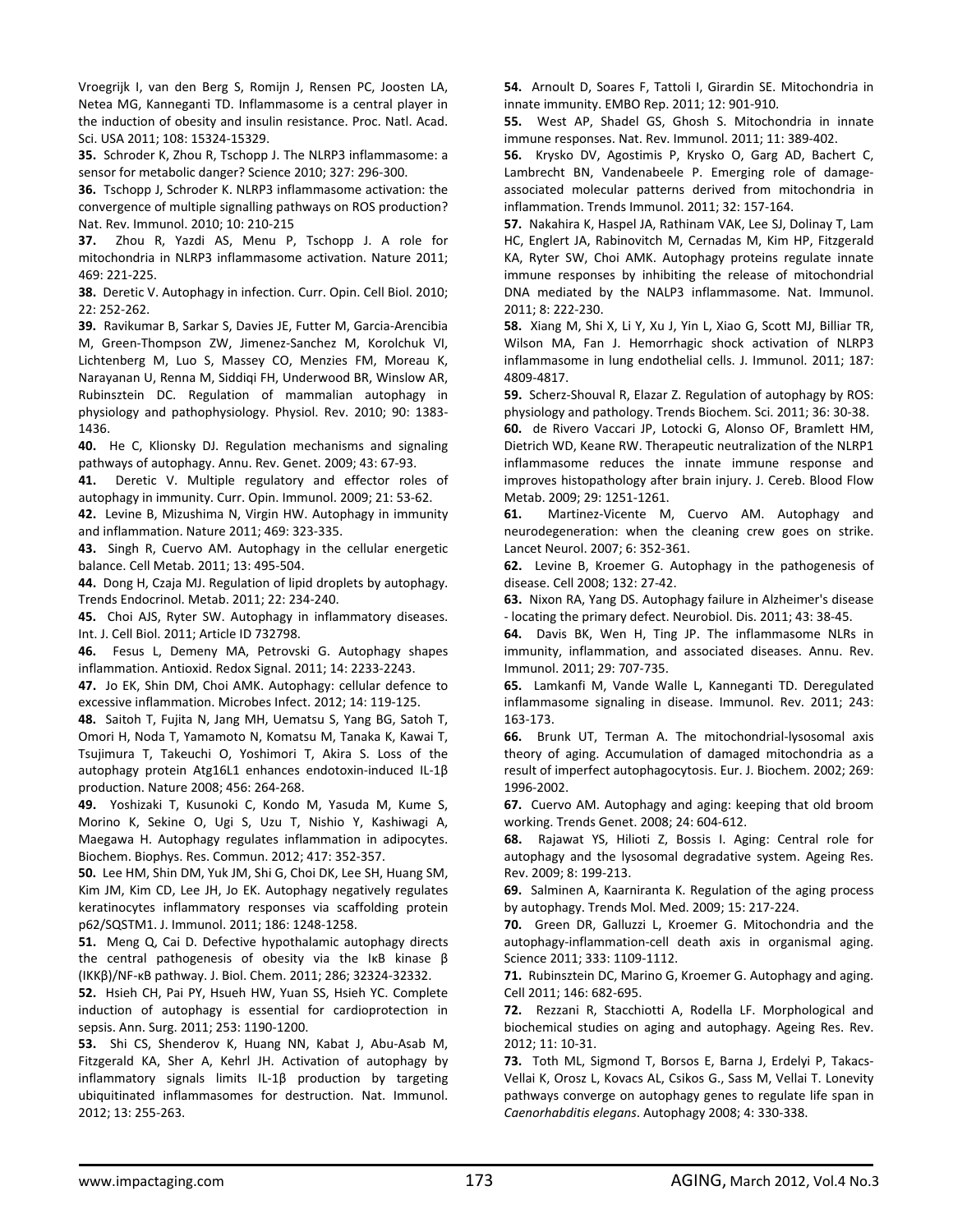Vroegrijk I, van den Berg S, Romijn J, Rensen PC, Joosten LA, Netea MG, Kanneganti TD. Inflammasome is a central player in the induction of obesity and insulin resistance. Proc. Natl. Acad. Sci. USA 2011; 108: 15324-15329.

**35.** Schroder K, Zhou R, Tschopp J. The NLRP3 inflammasome: a sensor for metabolic danger? Science 2010; 327: 296-300.

**36.** Tschopp J, Schroder K. NLRP3 inflammasome activation: the convergence of multiple signalling pathways on ROS production? Nat. Rev. Immunol. 2010; 10: 210-215

**37.** Zhou R, Yazdi AS, Menu P, Tschopp J. A role for mitochondria in NLRP3 inflammasome activation. Nature 2011; 469: 221-225.

**38.** Deretic V. Autophagy in infection. Curr. Opin. Cell Biol. 2010; 22: 252-262.

**39.** Ravikumar B, Sarkar S, Davies JE, Futter M, Garcia-Arencibia M, Green-Thompson ZW, Jimenez-Sanchez M, Korolchuk VI, Lichtenberg M, Luo S, Massey CO, Menzies FM, Moreau K, Narayanan U, Renna M, Siddiqi FH, Underwood BR, Winslow AR, Rubinsztein DC. Regulation of mammalian autophagy in physiology and pathophysiology. Physiol. Rev. 2010; 90: 1383-1436.

**40.** He C, Klionsky DJ. Regulation mechanisms and signaling pathways of autophagy. Annu. Rev. Genet. 2009; 43: 67-93.

**41.** Deretic V. Multiple regulatory and effector roles of autophagy in immunity. Curr. Opin. Immunol. 2009; 21: 53-62.

**42.** Levine B, Mizushima N, Virgin HW. Autophagy in immunity and inflammation. Nature 2011; 469: 323-335.

**43.** Singh R, Cuervo AM. Autophagy in the cellular energetic balance. Cell Metab. 2011; 13: 495-504.

**44.** Dong H, Czaja MJ. Regulation of lipid droplets by autophagy. Trends Endocrinol. Metab. 2011; 22: 234-240.

**45.** Choi AJS, Ryter SW. Autophagy in inflammatory diseases. Int. J. Cell Biol. 2011; Article ID 732798.

**46.** Fesus L, Demeny MA, Petrovski G. Autophagy shapes inflammation. Antioxid. Redox Signal. 2011; 14: 2233-2243.

**47.** Jo EK, Shin DM, Choi AMK. Autophagy: cellular defence to excessive inflammation. Microbes Infect. 2012; 14: 119-125.

**48.** Saitoh T, Fujita N, Jang MH, Uematsu S, Yang BG, Satoh T, Omori H, Noda T, Yamamoto N, Komatsu M, Tanaka K, Kawai T, Tsujimura T, Takeuchi O, Yoshimori T, Akira S. Loss of the autophagy protein Atg16L1 enhances endotoxin-induced IL-1β production. Nature 2008; 456: 264-268.

**49.** Yoshizaki T, Kusunoki C, Kondo M, Yasuda M, Kume S, Morino K, Sekine O, Ugi S, Uzu T, Nishio Y, Kashiwagi A, Maegawa H. Autophagy regulates inflammation in adipocytes. Biochem. Biophys. Res. Commun. 2012; 417: 352-357.

**50.** Lee HM, Shin DM, Yuk JM, Shi G, Choi DK, Lee SH, Huang SM, Kim JM, Kim CD, Lee JH, Jo EK. Autophagy negatively regulates keratinocytes inflammatory responses via scaffolding protein p62/SQSTM1. J. Immunol. 2011; 186: 1248-1258.

**51.** Meng Q, Cai D. Defective hypothalamic autophagy directs the central pathogenesis of obesity via the IκB kinase β (IKKβ)/NF-κB pathway. J. Biol. Chem. 2011; 286; 32324-32332.

**52.** Hsieh CH, Pai PY, Hsueh HW, Yuan SS, Hsieh YC. Complete induction of autophagy is essential for cardioprotection in sepsis. Ann. Surg. 2011; 253: 1190-1200.

**53.** Shi CS, Shenderov K, Huang NN, Kabat J, Abu-Asab M, Fitzgerald KA, Sher A, Kehrl JH. Activation of autophagy by inflammatory signals limits IL-1β production by targeting ubiquitinated inflammasomes for destruction. Nat. Immunol. 2012; 13: 255-263.

**54.** Arnoult D, Soares F, Tattoli I, Girardin SE. Mitochondria in innate immunity. EMBO Rep. 2011; 12: 901-910.

**55.** West AP, Shadel GS, Ghosh S. Mitochondria in innate immune responses. Nat. Rev. Immunol. 2011; 11: 389-402.

**56.** Krysko DV, Agostimis P, Krysko O, Garg AD, Bachert C, Lambrecht BN, Vandenabeele P. Emerging role of damage-associated molecular patterns derived from mitochondria in inflammation. Trends Immunol. 2011; 32: 157-164.

**57.** Nakahira K, Haspel JA, Rathinam VAK, Lee SJ, Dolinay T, Lam HC, Englert JA, Rabinovitch M, Cernadas M, Kim HP, Fitzgerald KA, Ryter SW, Choi AMK. Autophagy proteins regulate innate immune responses by inhibiting the release of mitochondrial DNA mediated by the NALP3 inflammasome. Nat. Immunol. 2011; 8: 222-230.

**58.** Xiang M, Shi X, Li Y, Xu J, Yin L, Xiao G, Scott MJ, Billiar TR, Wilson MA, Fan J. Hemorrhagic shock activation of NLRP3 inflammasome in lung endothelial cells. J. Immunol. 2011; 187: 4809-4817.

**59.** Scherz-Shouval R, Elazar Z. Regulation of autophagy by ROS: physiology and pathology. Trends Biochem. Sci. 2011; 36: 30-38.

**60.** de Rivero Vaccari JP, Lotocki G, Alonso OF, Bramlett HM, Dietrich WD, Keane RW. Therapeutic neutralization of the NLRP1 inflammasome reduces the innate immune response and improves histopathology after brain injury. J. Cereb. Blood Flow Metab. 2009; 29: 1251-1261.

**61.** Martinez-Vicente M, Cuervo AM. Autophagy and neurodegeneration: when the cleaning crew goes on strike. Lancet Neurol. 2007; 6: 352-361.

**62.** Levine B, Kroemer G. Autophagy in the pathogenesis of disease. Cell 2008; 132: 27-42.

**63.** Nixon RA, Yang DS. Autophagy failure in Alzheimer's disease - locating the primary defect. Neurobiol. Dis. 2011; 43: 38-45.

**64.** Davis BK, Wen H, Ting JP. The inflammasome NLRs in immunity, inflammation, and associated diseases. Annu. Rev. Immunol. 2011; 29: 707-735.

**65.** Lamkanfi M, Vande Walle L, Kanneganti TD. Deregulated inflammasome signaling in disease. Immunol. Rev. 2011; 243: 163-173.

**66.** Brunk UT, Terman A. The mitochondrial-lysosomal axis theory of aging. Accumulation of damaged mitochondria as a result of imperfect autophagocytosis. Eur. J. Biochem. 2002; 269: 1996-2002.

**67.** Cuervo AM. Autophagy and aging: keeping that old broom working. Trends Genet. 2008; 24: 604-612.

**68.** Rajawat YS, Hilioti Z, Bossis I. Aging: Central role for autophagy and the lysosomal degradative system. Ageing Res. Rev. 2009; 8: 199-213.

**69.** Salminen A, Kaarniranta K. Regulation of the aging process by autophagy. Trends Mol. Med. 2009; 15: 217-224.

**70.** Green DR, Galluzzi L, Kroemer G. Mitochondria and the autophagy-inflammation-cell death axis in organismal aging. Science 2011; 333: 1109-1112.

**71.** Rubinsztein DC, Marino G, Kroemer G. Autophagy and aging. Cell 2011; 146: 682-695.

**72.** Rezzani R, Stacchiotti A, Rodella LF. Morphological and biochemical studies on aging and autophagy. Ageing Res. Rev. 2012; 11: 10-31.

**73.** Toth ML, Sigmond T, Borsos E, Barna J, Erdelyi P, Takacs-Vellai K, Orosz L, Kovacs AL, Csikos G., Sass M, Vellai T. Lonevity pathways converge on autophagy genes to regulate life span in *Caenorhabditis elegans*. Autophagy 2008; 4: 330-338.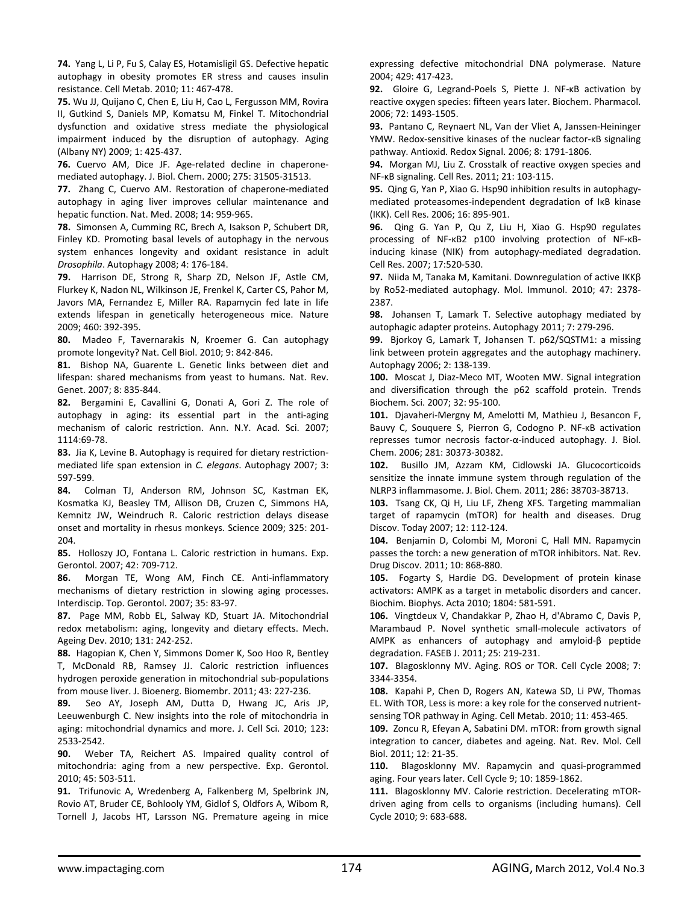**74.** Yang L, Li P, Fu S, Calay ES, Hotamisligil GS. Defective hepatic autophagy in obesity promotes ER stress and causes insulin resistance. Cell Metab. 2010; 11: 467-478.

**75.** Wu JJ, Quijano C, Chen E, Liu H, Cao L, Fergusson MM, Rovira II, Gutkind S, Daniels MP, Komatsu M, Finkel T. Mitochondrial dysfunction and oxidative stress mediate the physiological impairment induced by the disruption of autophagy. Aging (Albany NY) 2009; 1: 425-437.

**76.** Cuervo AM, Dice JF. Age-related decline in chaperone-mediated autophagy. J. Biol. Chem. 2000; 275: 31505-31513.

**77.** Zhang C, Cuervo AM. Restoration of chaperone-mediated autophagy in aging liver improves cellular maintenance and hepatic function. Nat. Med. 2008; 14: 959-965.

**78.** Simonsen A, Cumming RC, Brech A, Isakson P, Schubert DR, Finley KD. Promoting basal levels of autophagy in the nervous system enhances longevity and oxidant resistance in adult *Drosophila*. Autophagy 2008; 4: 176-184.

**79.** Harrison DE, Strong R, Sharp ZD, Nelson JF, Astle CM, Flurkey K, Nadon NL, Wilkinson JE, Frenkel K, Carter CS, Pahor M, Javors MA, Fernandez E, Miller RA. Rapamycin fed late in life extends lifespan in genetically heterogeneous mice. Nature 2009; 460: 392-395.

**80.** Madeo F, Tavernarakis N, Kroemer G. Can autophagy promote longevity? Nat. Cell Biol. 2010; 9: 842-846.

**81.** Bishop NA, Guarente L. Genetic links between diet and lifespan: shared mechanisms from yeast to humans. Nat. Rev. Genet. 2007; 8: 835-844.

**82.** Bergamini E, Cavallini G, Donati A, Gori Z. The role of autophagy in aging: its essential part in the anti-aging mechanism of caloric restriction. Ann. N.Y. Acad. Sci. 2007; 1114:69-78.

**83.** Jia K, Levine B. Autophagy is required for dietary restriction-mediated life span extension in *C. elegans*. Autophagy 2007; 3: 597-599.

**84.** Colman TJ, Anderson RM, Johnson SC, Kastman EK, Kosmatka KJ, Beasley TM, Allison DB, Cruzen C, Simmons HA, Kemnitz JW, Weindruch R. Caloric restriction delays disease onset and mortality in rhesus monkeys. Science 2009; 325: 201-204.

**85.** Holloszy JO, Fontana L. Caloric restriction in humans. Exp. Gerontol. 2007; 42: 709-712.

**86.** Morgan TE, Wong AM, Finch CE. Anti-inflammatory mechanisms of dietary restriction in slowing aging processes. Interdiscip. Top. Gerontol. 2007; 35: 83-97.

**87.** Page MM, Robb EL, Salway KD, Stuart JA. Mitochondrial redox metabolism: aging, longevity and dietary effects. Mech. Ageing Dev. 2010; 131: 242-252.

**88.** Hagopian K, Chen Y, Simmons Domer K, Soo Hoo R, Bentley T, McDonald RB, Ramsey JJ. Caloric restriction influences hydrogen peroxide generation in mitochondrial sub-populations from mouse liver. J. Bioenerg. Biomembr. 2011; 43: 227-236.

**89.** Seo AY, Joseph AM, Dutta D, Hwang JC, Aris JP, Leeuwenburgh C. New insights into the role of mitochondria in aging: mitochondrial dynamics and more. J. Cell Sci. 2010; 123: 2533-2542.

**90.** Weber TA, Reichert AS. Impaired quality control of mitochondria: aging from a new perspective. Exp. Gerontol. 2010; 45: 503-511.

**91.** Trifunovic A, Wredenberg A, Falkenberg M, Spelbrink JN, Rovio AT, Bruder CE, Bohlooly YM, Gidlof S, Oldfors A, Wibom R, Tornell J, Jacobs HT, Larsson NG. Premature ageing in mice expressing defective mitochondrial DNA polymerase. Nature 2004; 429: 417-423.

**92.** Gloire G, Legrand-Poels S, Piette J. NF-κB activation by reactive oxygen species: fifteen years later. Biochem. Pharmacol. 2006; 72: 1493-1505.

**93.** Pantano C, Reynaert NL, Van der Vliet A, Janssen-Heininger YMW. Redox-sensitive kinases of the nuclear factor-κB signaling pathway. Antioxid. Redox Signal. 2006; 8: 1791-1806.

**94.** Morgan MJ, Liu Z. Crosstalk of reactive oxygen species and NF-κB signaling. Cell Res. 2011; 21: 103-115.

**95.** Qing G, Yan P, Xiao G. Hsp90 inhibition results in autophagy-mediated proteasomes-independent degradation of IκB kinase (IKK). Cell Res. 2006; 16: 895-901.

**96.** Qing G. Yan P, Qu Z, Liu H, Xiao G. Hsp90 regulates processing of NF-κB2 p100 involving protection of NF-κB-inducing kinase (NIK) from autophagy-mediated degradation. Cell Res. 2007; 17:520-530.

**97.** Niida M, Tanaka M, Kamitani. Downregulation of active IKKβ by Ro52-mediated autophagy. Mol. Immunol. 2010; 47: 2378-2387.

**98.** Johansen T, Lamark T. Selective autophagy mediated by autophagic adapter proteins. Autophagy 2011; 7: 279-296.

**99.** Bjorkoy G, Lamark T, Johansen T. p62/SQSTM1: a missing link between protein aggregates and the autophagy machinery. Autophagy 2006; 2: 138-139.

**100.** Moscat J, Diaz-Meco MT, Wooten MW. Signal integration and diversification through the p62 scaffold protein. Trends Biochem. Sci. 2007; 32: 95-100.

**101.** Djavaheri-Mergny M, Amelotti M, Mathieu J, Besancon F, Bauvy C, Souquere S, Pierron G, Codogno P. NF-κB activation represses tumor necrosis factor-α-induced autophagy. J. Biol. Chem. 2006; 281: 30373-30382.

**102.** Busillo JM, Azzam KM, Cidlowski JA. Glucocorticoids sensitize the innate immune system through regulation of the NLRP3 inflammasome. J. Biol. Chem. 2011; 286: 38703-38713.

**103.** Tsang CK, Qi H, Liu LF, Zheng XFS. Targeting mammalian target of rapamycin (mTOR) for health and diseases. Drug Discov. Today 2007; 12: 112-124.

**104.** Benjamin D, Colombi M, Moroni C, Hall MN. Rapamycin passes the torch: a new generation of mTOR inhibitors. Nat. Rev. Drug Discov. 2011; 10: 868-880.

**105.** Fogarty S, Hardie DG. Development of protein kinase activators: AMPK as a target in metabolic disorders and cancer. Biochim. Biophys. Acta 2010; 1804: 581-591.

**106.** Vingtdeux V, Chandakkar P, Zhao H, d'Abramo C, Davis P, Marambaud P. Novel synthetic small-molecule activators of AMPK as enhancers of autophagy and amyloid-β peptide degradation. FASEB J. 2011; 25: 219-231.

**107.** Blagosklonny MV. Aging. ROS or TOR. Cell Cycle 2008; 7: 3344-3354.

**108.** Kapahi P, Chen D, Rogers AN, Katewa SD, Li PW, Thomas EL. With TOR, Less is more: a key role for the conserved nutrient-sensing TOR pathway in Aging. Cell Metab. 2010; 11: 453-465.

**109.** Zoncu R, Efeyan A, Sabatini DM. mTOR: from growth signal integration to cancer, diabetes and ageing. Nat. Rev. Mol. Cell Biol. 2011; 12: 21-35.

**110.** Blagosklonny MV. Rapamycin and quasi-programmed aging. Four years later. Cell Cycle 9; 10: 1859-1862.

**111.** Blagosklonny MV. Calorie restriction. Decelerating mTOR-driven aging from cells to organisms (including humans). Cell Cycle 2010; 9: 683-688.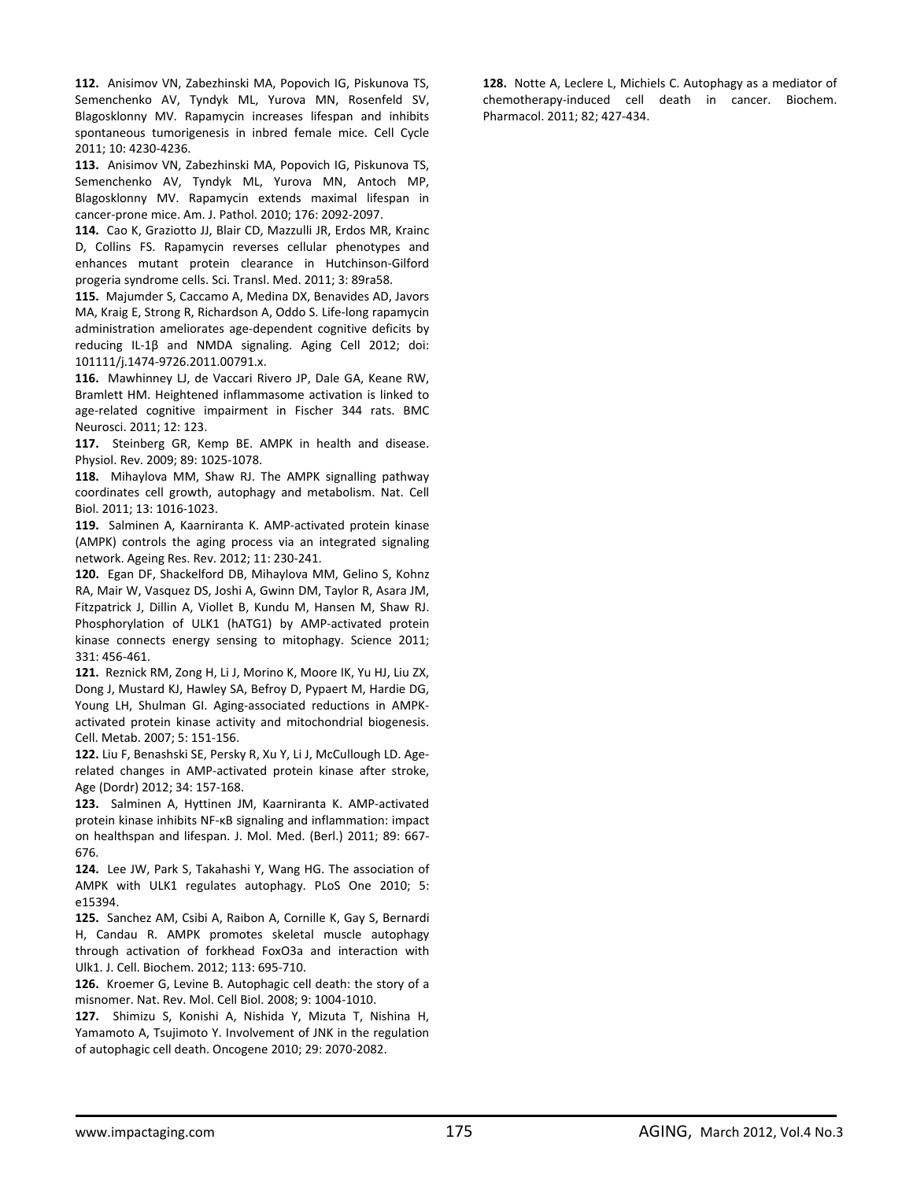**112.** Anisimov VN, Zabezhinski MA, Popovich IG, Piskunova TS, Semenchenko AV, Tyndyk ML, Yurova MN, Rosenfeld SV, Blagosklonny MV. Rapamycin increases lifespan and inhibits spontaneous tumorigenesis in inbred female mice. Cell Cycle 2011; 10: 4230-4236.

**113.** Anisimov VN, Zabezhinski MA, Popovich IG, Piskunova TS, Semenchenko AV, Tyndyk ML, Yurova MN, Antoch MP, Blagosklonny MV. Rapamycin extends maximal lifespan in cancer-prone mice. Am. J. Pathol. 2010; 176: 2092-2097.

**114.** Cao K, Graziotto JJ, Blair CD, Mazzulli JR, Erdos MR, Krainc D, Collins FS. Rapamycin reverses cellular phenotypes and enhances mutant protein clearance in Hutchinson-Gilford progeria syndrome cells. Sci. Transl. Med. 2011; 3: 89ra58.

**115.** Majumder S, Caccamo A, Medina DX, Benavides AD, Javors MA, Kraig E, Strong R, Richardson A, Oddo S. Life-long rapamycin administration ameliorates age-dependent cognitive deficits by reducing IL-1β and NMDA signaling. Aging Cell 2012; doi: 101111/j.1474-9726.2011.00791.x.

**116.** Mawhinney LJ, de Vaccari Rivero JP, Dale GA, Keane RW, Bramlett HM. Heightened inflammasome activation is linked to age-related cognitive impairment in Fischer 344 rats. BMC Neurosci. 2011; 12: 123.

**117.** Steinberg GR, Kemp BE. AMPK in health and disease. Physiol. Rev. 2009; 89: 1025-1078.

**118.** Mihaylova MM, Shaw RJ. The AMPK signalling pathway coordinates cell growth, autophagy and metabolism. Nat. Cell Biol. 2011; 13: 1016-1023.

**119.** Salminen A, Kaarniranta K. AMP-activated protein kinase (AMPK) controls the aging process via an integrated signaling network. Ageing Res. Rev. 2012; 11: 230-241.

**120.** Egan DF, Shackelford DB, Mihaylova MM, Gelino S, Kohnz RA, Mair W, Vasquez DS, Joshi A, Gwinn DM, Taylor R, Asara JM, Fitzpatrick J, Dillin A, Viollet B, Kundu M, Hansen M, Shaw RJ. Phosphorylation of ULK1 (hATG1) by AMP-activated protein kinase connects energy sensing to mitophagy. Science 2011; 331: 456-461.

**121.** Reznick RM, Zong H, Li J, Morino K, Moore IK, Yu HJ, Liu ZX, Dong J, Mustard KJ, Hawley SA, Befroy D, Pypaert M, Hardie DG, Young LH, Shulman GI. Aging-associated reductions in AMPK-activated protein kinase activity and mitochondrial biogenesis. Cell. Metab. 2007; 5: 151-156.

**122.** Liu F, Benashski SE, Persky R, Xu Y, Li J, McCullough LD. Age-related changes in AMP-activated protein kinase after stroke, Age (Dordr) 2012; 34: 157-168.

**123.** Salminen A, Hyttinen JM, Kaarniranta K. AMP-activated protein kinase inhibits NF-κB signaling and inflammation: impact on healthspan and lifespan. J. Mol. Med. (Berl.) 2011; 89: 667-676.

**124.** Lee JW, Park S, Takahashi Y, Wang HG. The association of AMPK with ULK1 regulates autophagy. PLoS One 2010; 5: e15394.

**125.** Sanchez AM, Csibi A, Raibon A, Cornille K, Gay S, Bernardi H, Candau R. AMPK promotes skeletal muscle autophagy through activation of forkhead FoxO3a and interaction with Ulk1. J. Cell. Biochem. 2012; 113: 695-710.

**126.** Kroemer G, Levine B. Autophagic cell death: the story of a misnomer. Nat. Rev. Mol. Cell Biol. 2008; 9: 1004-1010.

**127.** Shimizu S, Konishi A, Nishida Y, Mizuta T, Nishina H, Yamamoto A, Tsujimoto Y. Involvement of JNK in the regulation of autophagic cell death. Oncogene 2010; 29: 2070-2082.

**128.** Notte A, Leclere L, Michiels C. Autophagy as a mediator of chemotherapy-induced cell death in cancer. Biochem. Pharmacol. 2011; 82; 427-434.